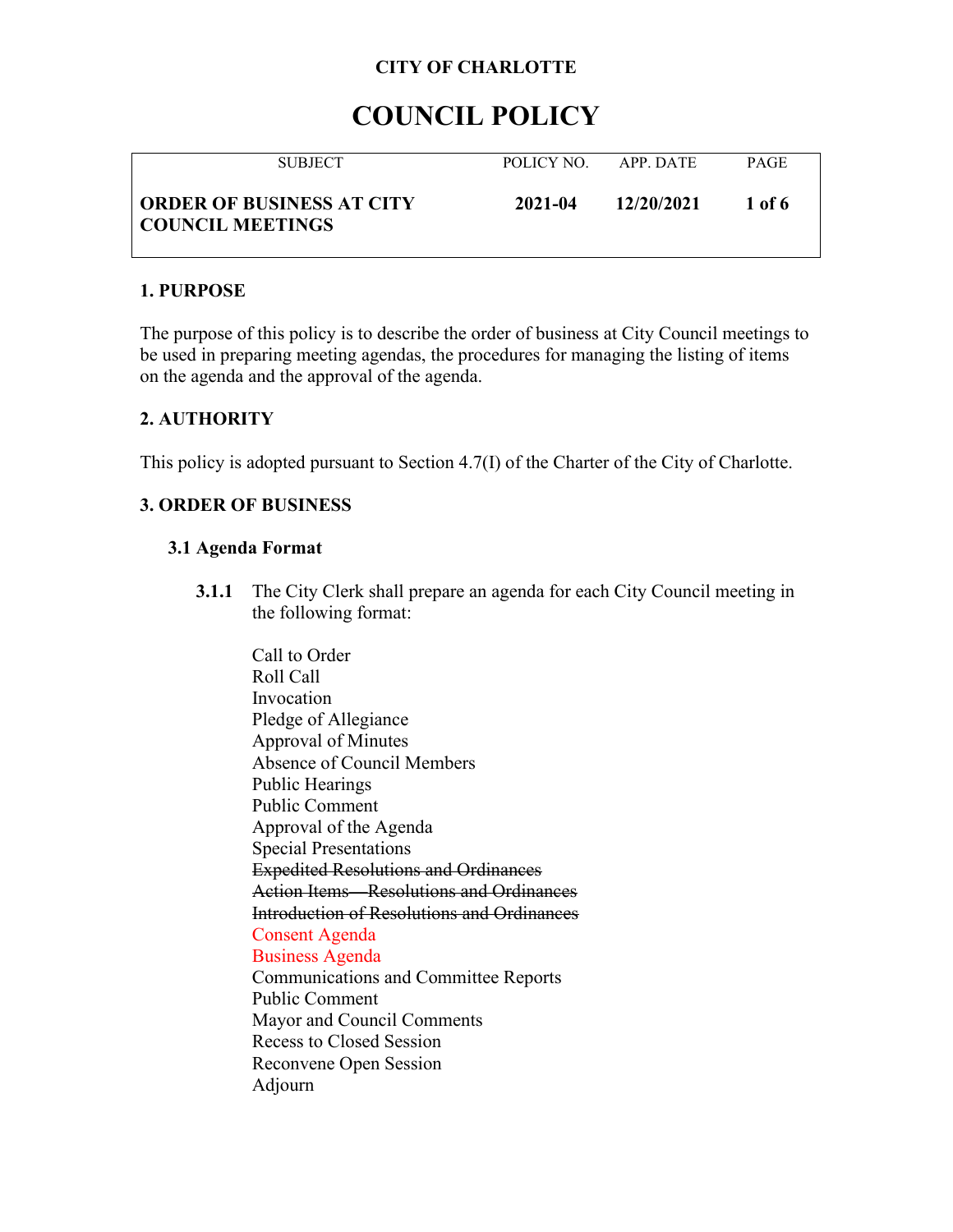**CITY OF CHARLOTTE**

# COUNCIL POLICY

| SUBJECT | POLICY NO. | APP. DATE | PAGE |
|---|---|---|---|
| **ORDER OF BUSINESS AT CITY COUNCIL MEETINGS** | **2021-04** | **12/20/2021** | **1 of 6** |

## 1. PURPOSE

The purpose of this policy is to describe the order of business at City Council meetings to be used in preparing meeting agendas, the procedures for managing the listing of items on the agenda and the approval of the agenda.

## 2. AUTHORITY

This policy is adopted pursuant to Section 4.7(I) of the Charter of the City of Charlotte.

## 3. ORDER OF BUSINESS

### 3.1 Agenda Format

**3.1.1** The City Clerk shall prepare an agenda for each City Council meeting in the following format:

Call to Order
Roll Call
Invocation
Pledge of Allegiance
Approval of Minutes
Absence of Council Members
Public Hearings
Public Comment
Approval of the Agenda
Special Presentations
~~Expedited Resolutions and Ordinances~~
~~Action Items—Resolutions and Ordinances~~
~~Introduction of Resolutions and Ordinances~~
Consent Agenda
Business Agenda
Communications and Committee Reports
Public Comment
Mayor and Council Comments
Recess to Closed Session
Reconvene Open Session
Adjourn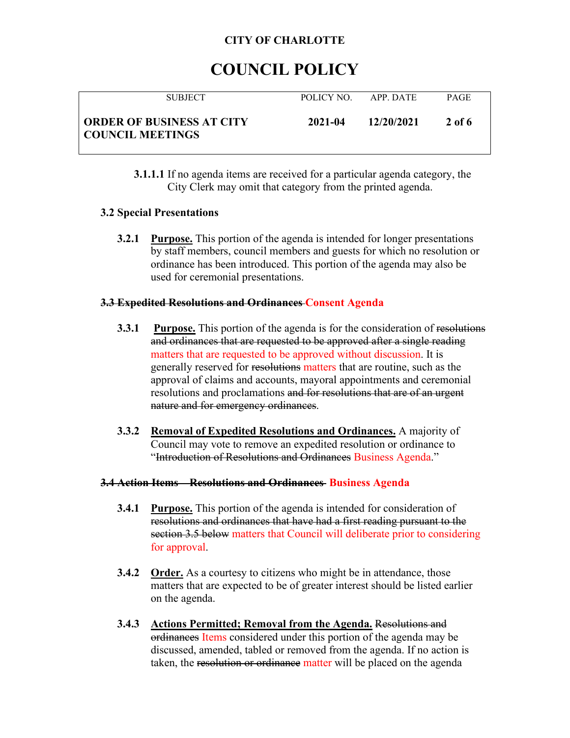**3.1.1.1** If no agenda items are received for a particular agenda category, the City Clerk may omit that category from the printed agenda.

### 3.2 Special Presentations

**3.2.1** **Purpose.** This portion of the agenda is intended for longer presentations by staff members, council members and guests for which no resolution or ordinance has been introduced. This portion of the agenda may also be used for ceremonial presentations.

### ~~3.3 Expedited Resolutions and Ordinances~~ Consent Agenda

**3.3.1** **Purpose.** This portion of the agenda is for the consideration of ~~resolutions and ordinances that are requested to be approved after a single reading~~ matters that are requested to be approved without discussion. It is generally reserved for ~~resolutions~~ matters that are routine, such as the approval of claims and accounts, mayoral appointments and ceremonial resolutions and proclamations ~~and for resolutions that are of an urgent nature and for emergency ordinances~~.

**3.3.2** **Removal of Expedited Resolutions and Ordinances.** A majority of Council may vote to remove an expedited resolution or ordinance to "~~Introduction of Resolutions and Ordinances~~ Business Agenda."

### ~~3.4 Action Items – Resolutions and Ordinances~~ Business Agenda

**3.4.1** **Purpose.** This portion of the agenda is intended for consideration of ~~resolutions and ordinances that have had a first reading pursuant to the section 3.5 below~~ matters that Council will deliberate prior to considering for approval.

**3.4.2** **Order.** As a courtesy to citizens who might be in attendance, those matters that are expected to be of greater interest should be listed earlier on the agenda.

**3.4.3** **Actions Permitted; Removal from the Agenda.** ~~Resolutions and ordinances~~ Items considered under this portion of the agenda may be discussed, amended, tabled or removed from the agenda. If no action is taken, the ~~resolution or ordinance~~ matter will be placed on the agenda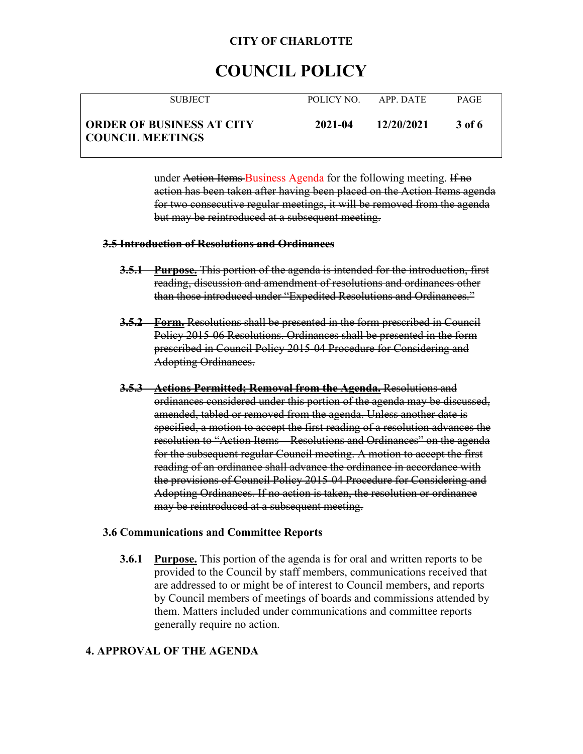under ~~Action Items~~ Business Agenda for the following meeting. ~~If no action has been taken after having been placed on the Action Items agenda for two consecutive regular meetings, it will be removed from the agenda but may be reintroduced at a subsequent meeting.~~

### ~~3.5 Introduction of Resolutions and Ordinances~~

~~**3.5.1 Purpose.** This portion of the agenda is intended for the introduction, first reading, discussion and amendment of resolutions and ordinances other than those introduced under "Expedited Resolutions and Ordinances."~~

~~**3.5.2 Form.** Resolutions shall be presented in the form prescribed in Council Policy 2015-06 Resolutions. Ordinances shall be presented in the form prescribed in Council Policy 2015-04 Procedure for Considering and Adopting Ordinances.~~

~~**3.5.3 Actions Permitted; Removal from the Agenda.** Resolutions and ordinances considered under this portion of the agenda may be discussed, amended, tabled or removed from the agenda. Unless another date is specified, a motion to accept the first reading of a resolution advances the resolution to "Action Items—Resolutions and Ordinances" on the agenda for the subsequent regular Council meeting. A motion to accept the first reading of an ordinance shall advance the ordinance in accordance with the provisions of Council Policy 2015-04 Procedure for Considering and Adopting Ordinances. If no action is taken, the resolution or ordinance may be reintroduced at a subsequent meeting.~~

### 3.6 Communications and Committee Reports

**3.6.1 Purpose.** This portion of the agenda is for oral and written reports to be provided to the Council by staff members, communications received that are addressed to or might be of interest to Council members, and reports by Council members of meetings of boards and commissions attended by them. Matters included under communications and committee reports generally require no action.

## 4. APPROVAL OF THE AGENDA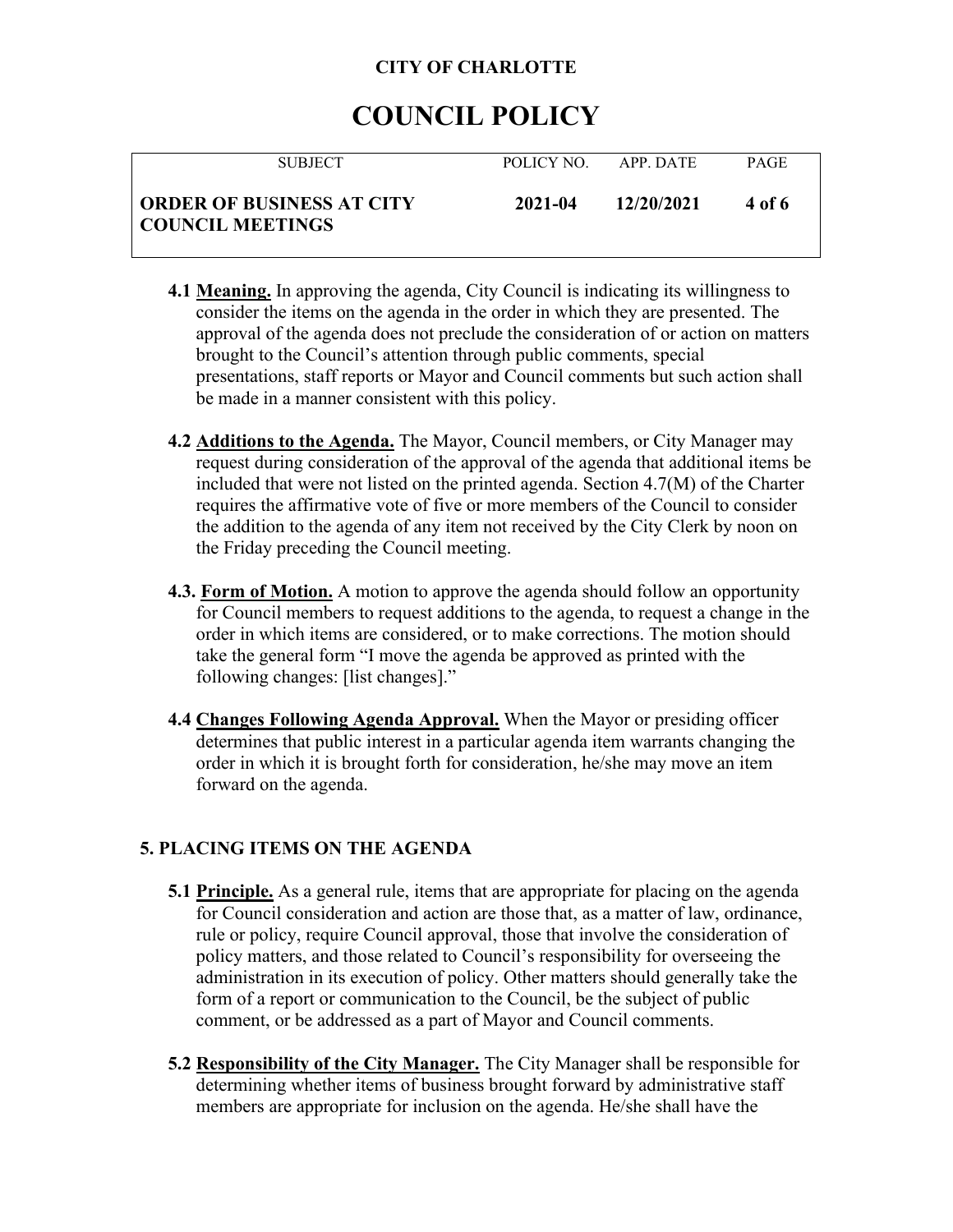**4.1 <u>Meaning.</u>** In approving the agenda, City Council is indicating its willingness to consider the items on the agenda in the order in which they are presented. The approval of the agenda does not preclude the consideration of or action on matters brought to the Council's attention through public comments, special presentations, staff reports or Mayor and Council comments but such action shall be made in a manner consistent with this policy.

**4.2 <u>Additions to the Agenda.</u>** The Mayor, Council members, or City Manager may request during consideration of the approval of the agenda that additional items be included that were not listed on the printed agenda. Section 4.7(M) of the Charter requires the affirmative vote of five or more members of the Council to consider the addition to the agenda of any item not received by the City Clerk by noon on the Friday preceding the Council meeting.

**4.3. <u>Form of Motion.</u>** A motion to approve the agenda should follow an opportunity for Council members to request additions to the agenda, to request a change in the order in which items are considered, or to make corrections. The motion should take the general form "I move the agenda be approved as printed with the following changes: [list changes]."

**4.4 <u>Changes Following Agenda Approval.</u>** When the Mayor or presiding officer determines that public interest in a particular agenda item warrants changing the order in which it is brought forth for consideration, he/she may move an item forward on the agenda.

## 5. PLACING ITEMS ON THE AGENDA

**5.1 <u>Principle.</u>** As a general rule, items that are appropriate for placing on the agenda for Council consideration and action are those that, as a matter of law, ordinance, rule or policy, require Council approval, those that involve the consideration of policy matters, and those related to Council's responsibility for overseeing the administration in its execution of policy. Other matters should generally take the form of a report or communication to the Council, be the subject of public comment, or be addressed as a part of Mayor and Council comments.

**5.2 <u>Responsibility of the City Manager.</u>** The City Manager shall be responsible for determining whether items of business brought forward by administrative staff members are appropriate for inclusion on the agenda. He/she shall have the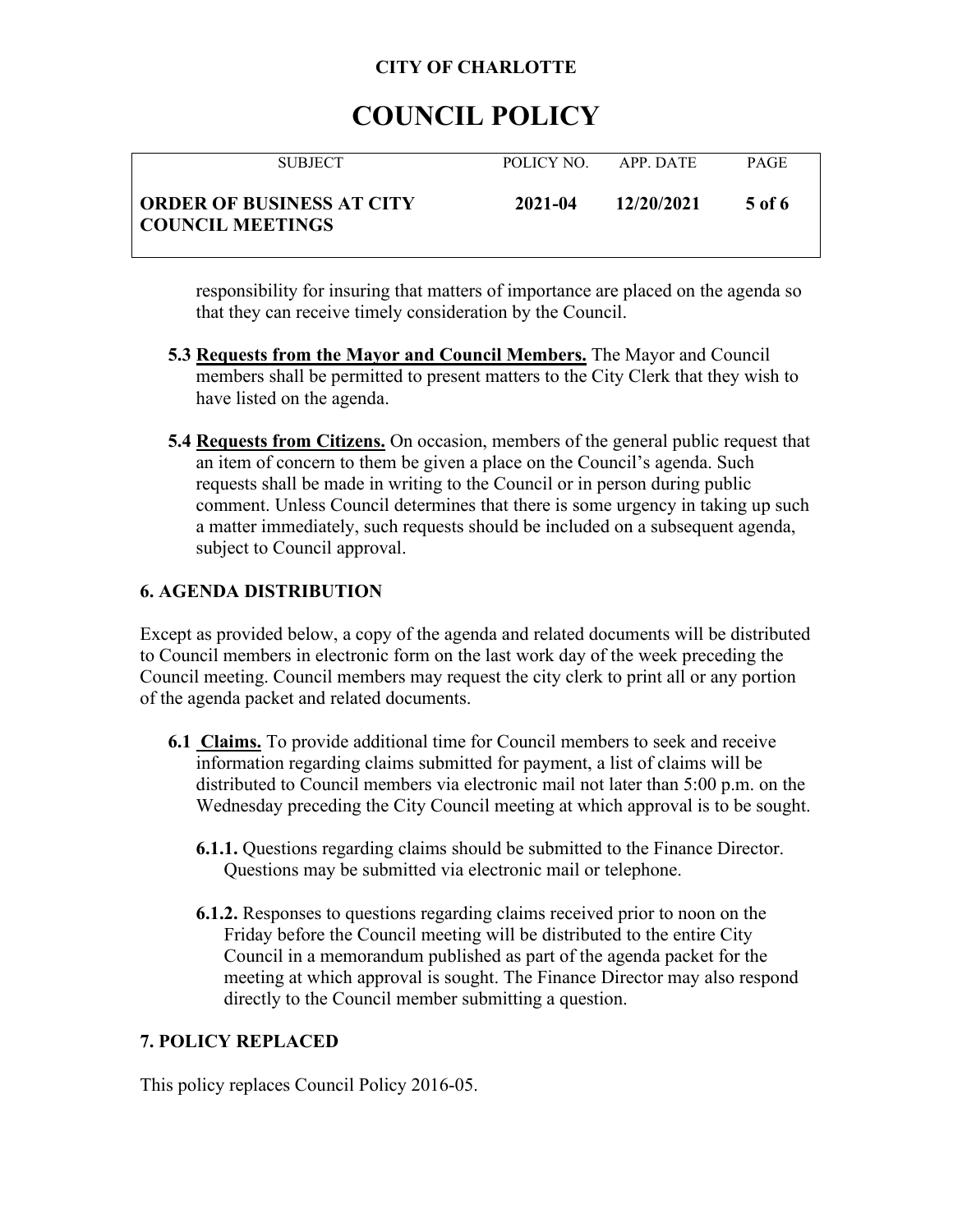responsibility for insuring that matters of importance are placed on the agenda so that they can receive timely consideration by the Council.

**5.3 Requests from the Mayor and Council Members.** The Mayor and Council members shall be permitted to present matters to the City Clerk that they wish to have listed on the agenda.

**5.4 Requests from Citizens.** On occasion, members of the general public request that an item of concern to them be given a place on the Council's agenda. Such requests shall be made in writing to the Council or in person during public comment. Unless Council determines that there is some urgency in taking up such a matter immediately, such requests should be included on a subsequent agenda, subject to Council approval.

## 6. AGENDA DISTRIBUTION

Except as provided below, a copy of the agenda and related documents will be distributed to Council members in electronic form on the last work day of the week preceding the Council meeting. Council members may request the city clerk to print all or any portion of the agenda packet and related documents.

**6.1 Claims.** To provide additional time for Council members to seek and receive information regarding claims submitted for payment, a list of claims will be distributed to Council members via electronic mail not later than 5:00 p.m. on the Wednesday preceding the City Council meeting at which approval is to be sought.

**6.1.1.** Questions regarding claims should be submitted to the Finance Director. Questions may be submitted via electronic mail or telephone.

**6.1.2.** Responses to questions regarding claims received prior to noon on the Friday before the Council meeting will be distributed to the entire City Council in a memorandum published as part of the agenda packet for the meeting at which approval is sought. The Finance Director may also respond directly to the Council member submitting a question.

## 7. POLICY REPLACED

This policy replaces Council Policy 2016-05.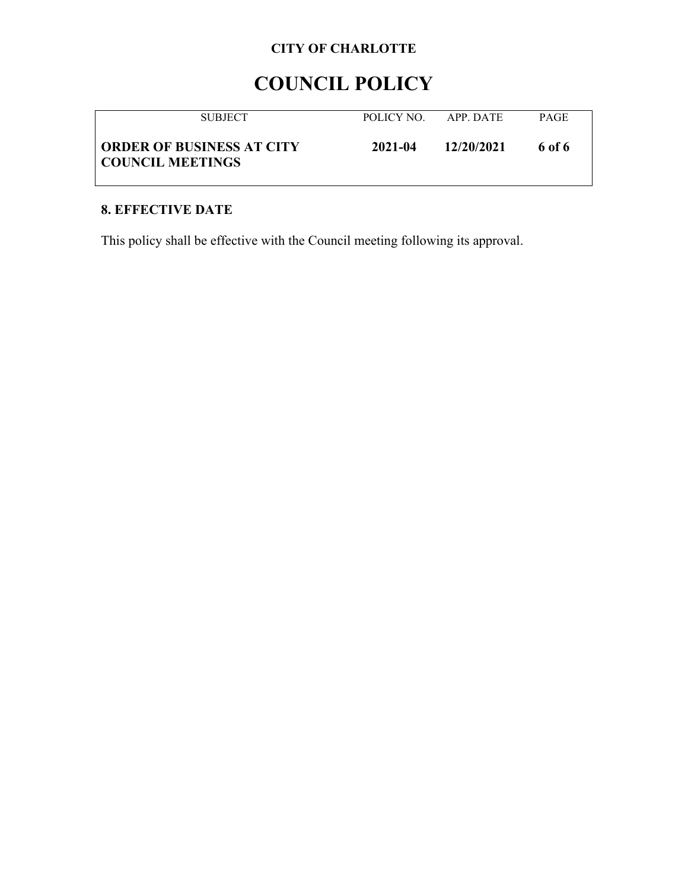## 8. EFFECTIVE DATE

This policy shall be effective with the Council meeting following its approval.